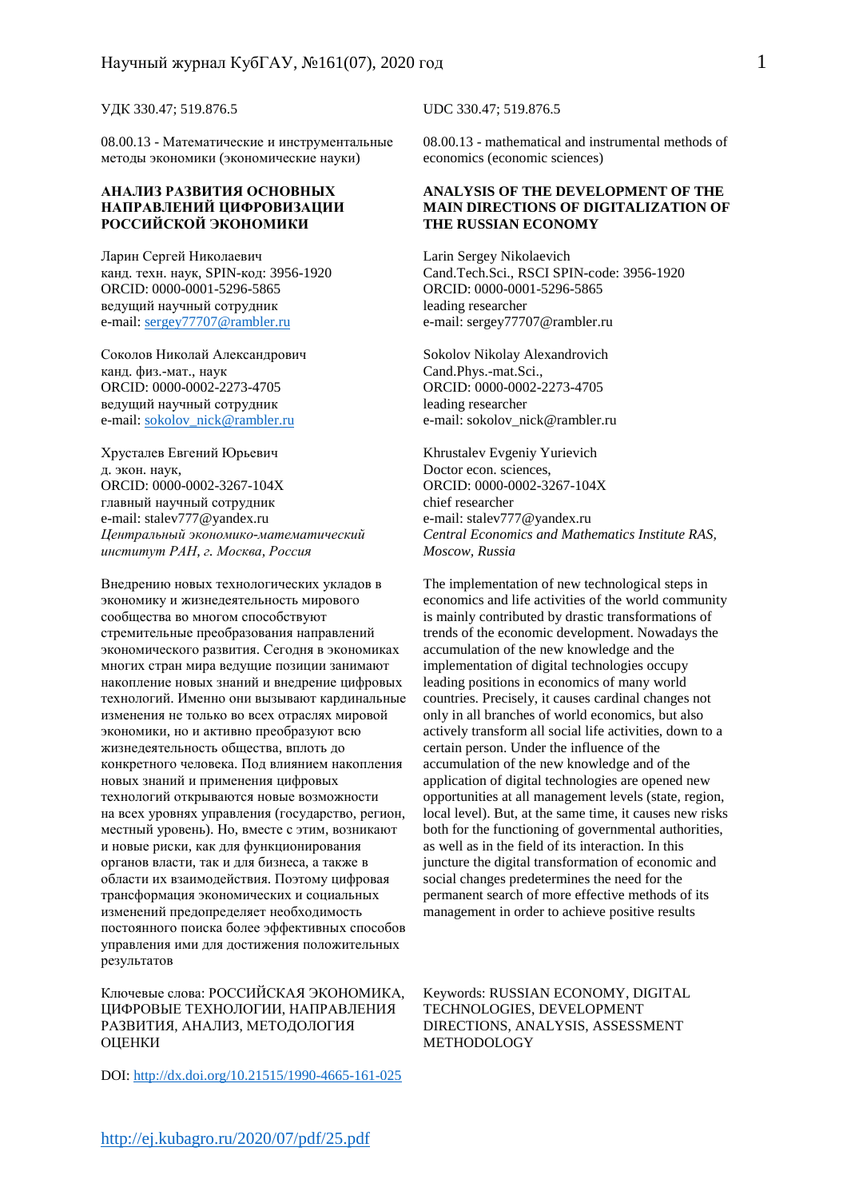УДК 330.47; 519.876.5

08.00.13 - Математические и инструментальные методы экономики (экономические науки)

## АНАЛИЗ РАЗВИТИЯ ОСНОВНЫХ НАПРАВЛЕНИЙ ЦИФРОВИЗАЦИИ РОССИЙСКОЙ ЭКОНОМИКИ

Ларин Сергей Николаевич
канд. техн. наук, SPIN-код: 3956-1920
ORCID: 0000-0001-5296-5865
ведущий научный сотрудник
e-mail: sergey77707@rambler.ru

Соколов Николай Александрович
канд. физ.-мат., наук
ORCID: 0000-0002-2273-4705
ведущий научный сотрудник
e-mail: sokolov_nick@rambler.ru

Хрусталев Евгений Юрьевич
д. экон. наук,
ORCID: 0000-0002-3267-104X
главный научный сотрудник
e-mail: stalev777@yandex.ru
*Центральный экономико-математический институт РАН, г. Москва, Россия*

Внедрению новых технологических укладов в экономику и жизнедеятельность мирового сообщества во многом способствуют стремительные преобразования направлений экономического развития. Сегодня в экономиках многих стран мира ведущие позиции занимают накопление новых знаний и внедрение цифровых технологий. Именно они вызывают кардинальные изменения не только во всех отраслях мировой экономики, но и активно преобразуют всю жизнедеятельность общества, вплоть до конкретного человека. Под влиянием накопления новых знаний и применения цифровых технологий открываются новые возможности на всех уровнях управления (государство, регион, местный уровень). Но, вместе с этим, возникают и новые риски, как для функционирования органов власти, так и для бизнеса, а также в области их взаимодействия. Поэтому цифровая трансформация экономических и социальных изменений предопределяет необходимость постоянного поиска более эффективных способов управления ими для достижения положительных результатов

Ключевые слова: РОССИЙСКАЯ ЭКОНОМИКА, ЦИФРОВЫЕ ТЕХНОЛОГИИ, НАПРАВЛЕНИЯ РАЗВИТИЯ, АНАЛИЗ, МЕТОДОЛОГИЯ ОЦЕНКИ

DOI: http://dx.doi.org/10.21515/1990-4665-161-025

UDC 330.47; 519.876.5

08.00.13 - mathematical and instrumental methods of economics (economic sciences)

## ANALYSIS OF THE DEVELOPMENT OF THE MAIN DIRECTIONS OF DIGITALIZATION OF THE RUSSIAN ECONOMY

Larin Sergey Nikolaevich
Cand.Tech.Sci., RSCI SPIN-code: 3956-1920
ORCID: 0000-0001-5296-5865
leading researcher
e-mail: sergey77707@rambler.ru

Sokolov Nikolay Alexandrovich
Cand.Phys.-mat.Sci.,
ORCID: 0000-0002-2273-4705
leading researcher
e-mail: sokolov_nick@rambler.ru

Khrustalev Evgeniy Yurievich
Doctor econ. sciences,
ORCID: 0000-0002-3267-104X
chief researcher
e-mail: stalev777@yandex.ru
*Central Economics and Mathematics Institute RAS, Moscow, Russia*

The implementation of new technological steps in economics and life activities of the world community is mainly contributed by drastic transformations of trends of the economic development. Nowadays the accumulation of the new knowledge and the implementation of digital technologies occupy leading positions in economics of many world countries. Precisely, it causes cardinal changes not only in all branches of world economics, but also actively transform all social life activities, down to a certain person. Under the influence of the accumulation of the new knowledge and of the application of digital technologies are opened new opportunities at all management levels (state, region, local level). But, at the same time, it causes new risks both for the functioning of governmental authorities, as well as in the field of its interaction. In this juncture the digital transformation of economic and social changes predetermines the need for the permanent search of more effective methods of its management in order to achieve positive results

Keywords: RUSSIAN ECONOMY, DIGITAL TECHNOLOGIES, DEVELOPMENT DIRECTIONS, ANALYSIS, ASSESSMENT METHODOLOGY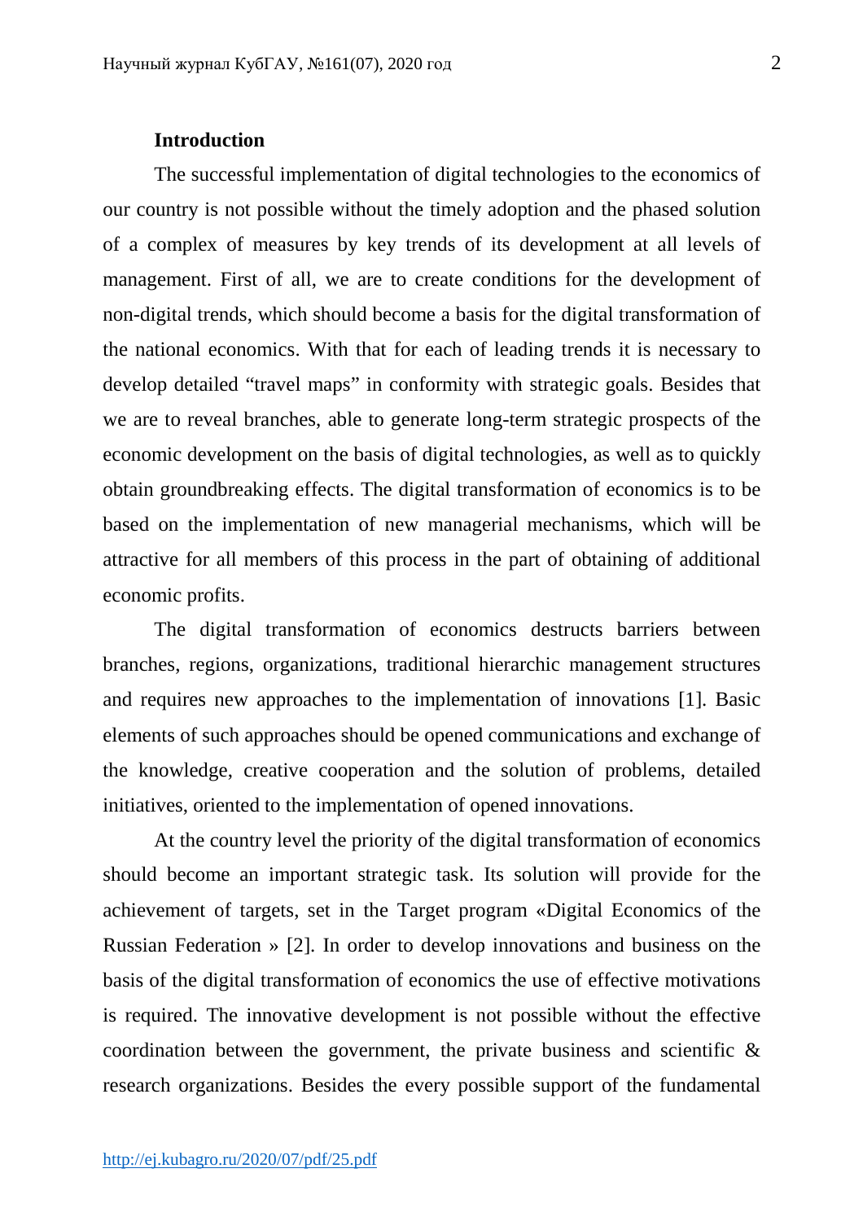## Introduction

The successful implementation of digital technologies to the economics of our country is not possible without the timely adoption and the phased solution of a complex of measures by key trends of its development at all levels of management. First of all, we are to create conditions for the development of non-digital trends, which should become a basis for the digital transformation of the national economics. With that for each of leading trends it is necessary to develop detailed “travel maps” in conformity with strategic goals. Besides that we are to reveal branches, able to generate long-term strategic prospects of the economic development on the basis of digital technologies, as well as to quickly obtain groundbreaking effects. The digital transformation of economics is to be based on the implementation of new managerial mechanisms, which will be attractive for all members of this process in the part of obtaining of additional economic profits.

The digital transformation of economics destructs barriers between branches, regions, organizations, traditional hierarchic management structures and requires new approaches to the implementation of innovations [1]. Basic elements of such approaches should be opened communications and exchange of the knowledge, creative cooperation and the solution of problems, detailed initiatives, oriented to the implementation of opened innovations.

At the country level the priority of the digital transformation of economics should become an important strategic task. Its solution will provide for the achievement of targets, set in the Target program «Digital Economics of the Russian Federation » [2]. In order to develop innovations and business on the basis of the digital transformation of economics the use of effective motivations is required. The innovative development is not possible without the effective coordination between the government, the private business and scientific & research organizations. Besides the every possible support of the fundamental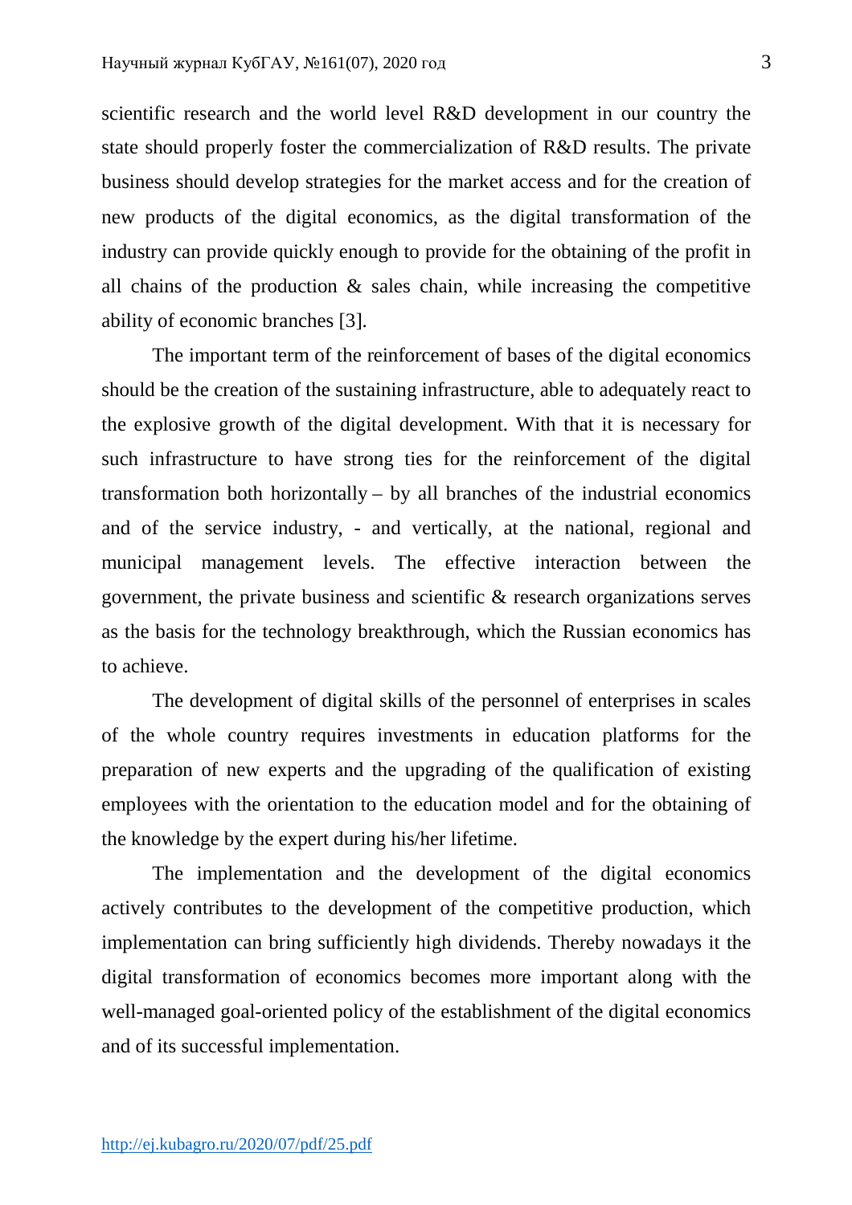scientific research and the world level R&D development in our country the state should properly foster the commercialization of R&D results. The private business should develop strategies for the market access and for the creation of new products of the digital economics, as the digital transformation of the industry can provide quickly enough to provide for the obtaining of the profit in all chains of the production & sales chain, while increasing the competitive ability of economic branches [3].

The important term of the reinforcement of bases of the digital economics should be the creation of the sustaining infrastructure, able to adequately react to the explosive growth of the digital development. With that it is necessary for such infrastructure to have strong ties for the reinforcement of the digital transformation both horizontally – by all branches of the industrial economics and of the service industry, - and vertically, at the national, regional and municipal management levels. The effective interaction between the government, the private business and scientific & research organizations serves as the basis for the technology breakthrough, which the Russian economics has to achieve.

The development of digital skills of the personnel of enterprises in scales of the whole country requires investments in education platforms for the preparation of new experts and the upgrading of the qualification of existing employees with the orientation to the education model and for the obtaining of the knowledge by the expert during his/her lifetime.

The implementation and the development of the digital economics actively contributes to the development of the competitive production, which implementation can bring sufficiently high dividends. Thereby nowadays it the digital transformation of economics becomes more important along with the well-managed goal-oriented policy of the establishment of the digital economics and of its successful implementation.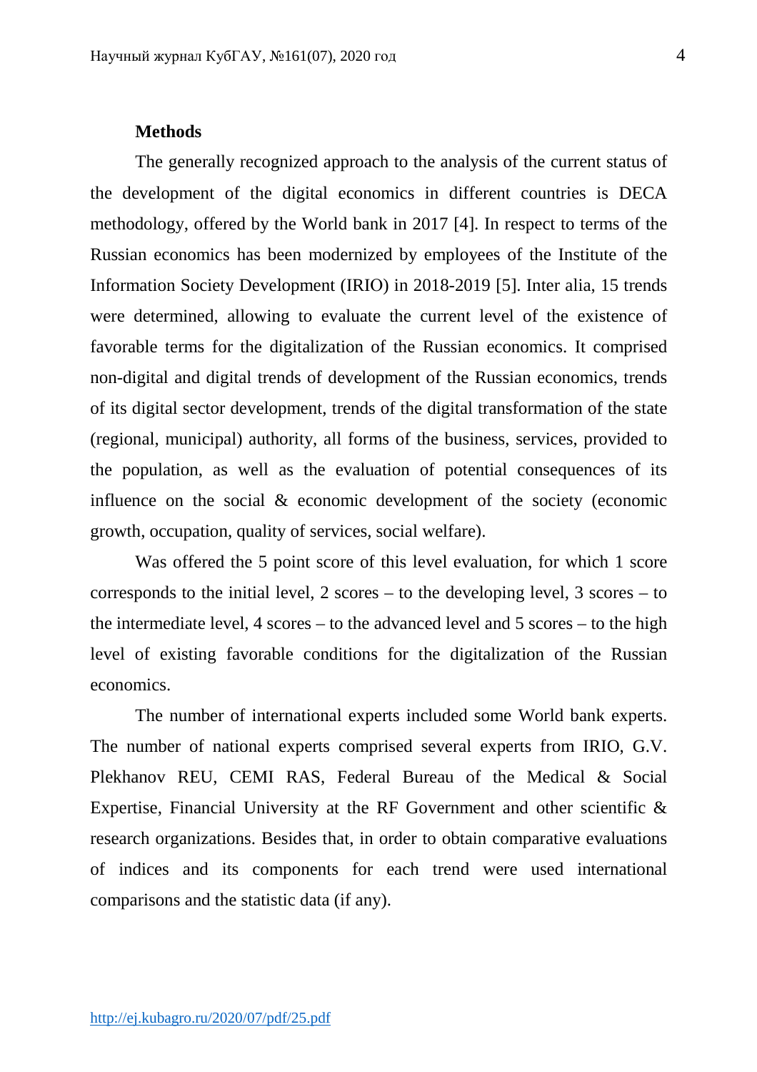**Methods**

The generally recognized approach to the analysis of the current status of the development of the digital economics in different countries is DECA methodology, offered by the World bank in 2017 [4]. In respect to terms of the Russian economics has been modernized by employees of the Institute of the Information Society Development (IRIO) in 2018-2019 [5]. Inter alia, 15 trends were determined, allowing to evaluate the current level of the existence of favorable terms for the digitalization of the Russian economics. It comprised non-digital and digital trends of development of the Russian economics, trends of its digital sector development, trends of the digital transformation of the state (regional, municipal) authority, all forms of the business, services, provided to the population, as well as the evaluation of potential consequences of its influence on the social & economic development of the society (economic growth, occupation, quality of services, social welfare).

Was offered the 5 point score of this level evaluation, for which 1 score corresponds to the initial level, 2 scores – to the developing level, 3 scores – to the intermediate level, 4 scores – to the advanced level and 5 scores – to the high level of existing favorable conditions for the digitalization of the Russian economics.

The number of international experts included some World bank experts. The number of national experts comprised several experts from IRIO, G.V. Plekhanov REU, CEMI RAS, Federal Bureau of the Medical & Social Expertise, Financial University at the RF Government and other scientific & research organizations. Besides that, in order to obtain comparative evaluations of indices and its components for each trend were used international comparisons and the statistic data (if any).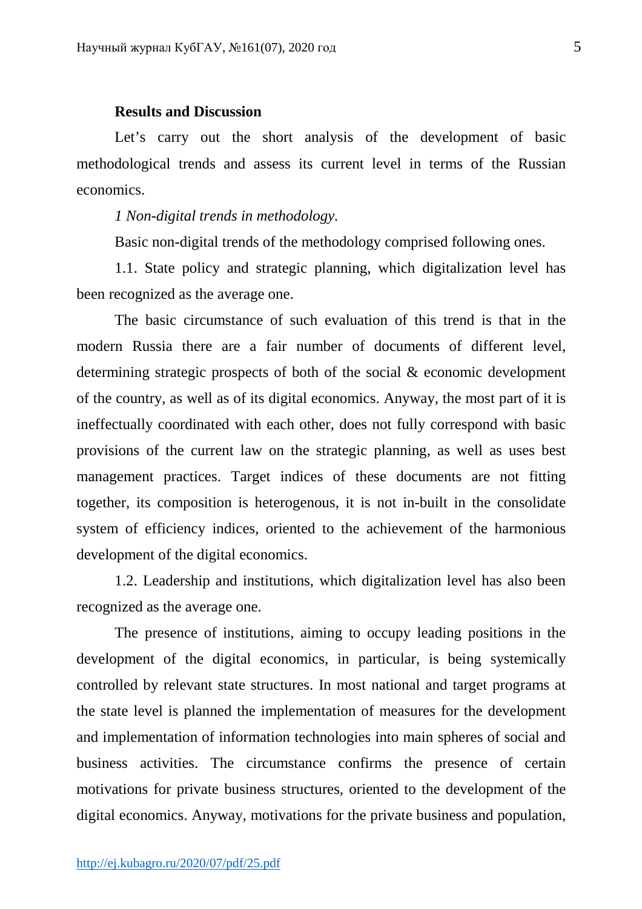**Results and Discussion**

Let's carry out the short analysis of the development of basic methodological trends and assess its current level in terms of the Russian economics.

*1 Non-digital trends in methodology.*

Basic non-digital trends of the methodology comprised following ones.

1.1. State policy and strategic planning, which digitalization level has been recognized as the average one.

The basic circumstance of such evaluation of this trend is that in the modern Russia there are a fair number of documents of different level, determining strategic prospects of both of the social & economic development of the country, as well as of its digital economics. Anyway, the most part of it is ineffectually coordinated with each other, does not fully correspond with basic provisions of the current law on the strategic planning, as well as uses best management practices. Target indices of these documents are not fitting together, its composition is heterogenous, it is not in-built in the consolidate system of efficiency indices, oriented to the achievement of the harmonious development of the digital economics.

1.2. Leadership and institutions, which digitalization level has also been recognized as the average one.

The presence of institutions, aiming to occupy leading positions in the development of the digital economics, in particular, is being systemically controlled by relevant state structures. In most national and target programs at the state level is planned the implementation of measures for the development and implementation of information technologies into main spheres of social and business activities. The circumstance confirms the presence of certain motivations for private business structures, oriented to the development of the digital economics. Anyway, motivations for the private business and population,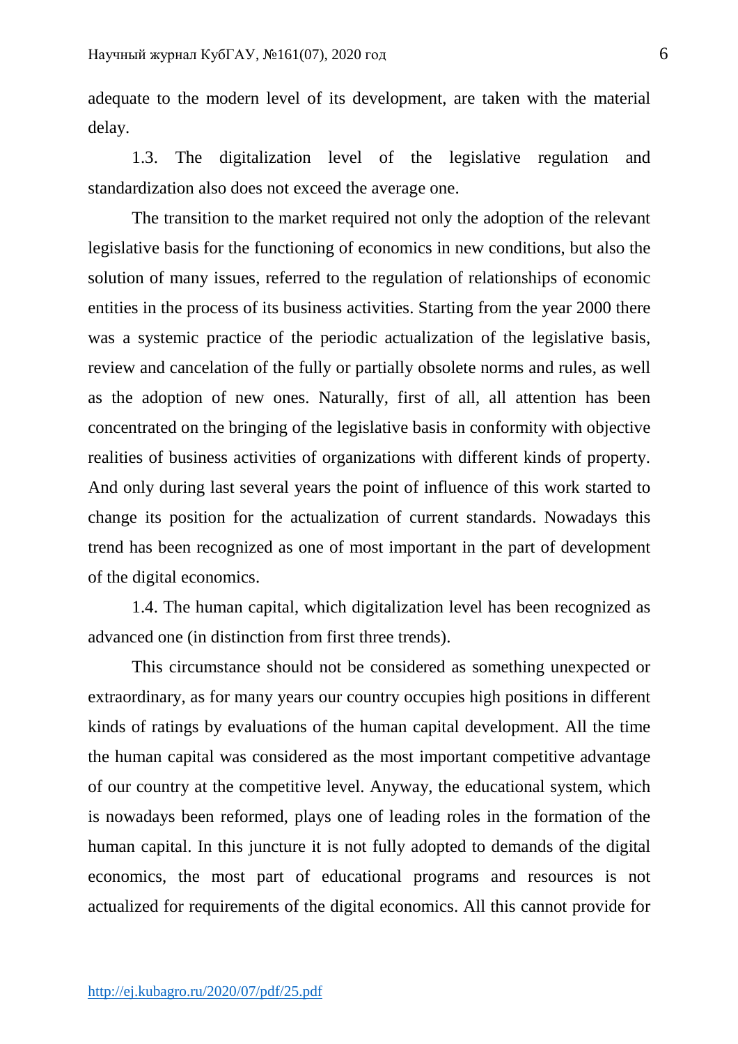adequate to the modern level of its development, are taken with the material delay.

1.3. The digitalization level of the legislative regulation and standardization also does not exceed the average one.

The transition to the market required not only the adoption of the relevant legislative basis for the functioning of economics in new conditions, but also the solution of many issues, referred to the regulation of relationships of economic entities in the process of its business activities. Starting from the year 2000 there was a systemic practice of the periodic actualization of the legislative basis, review and cancelation of the fully or partially obsolete norms and rules, as well as the adoption of new ones. Naturally, first of all, all attention has been concentrated on the bringing of the legislative basis in conformity with objective realities of business activities of organizations with different kinds of property. And only during last several years the point of influence of this work started to change its position for the actualization of current standards. Nowadays this trend has been recognized as one of most important in the part of development of the digital economics.

1.4. The human capital, which digitalization level has been recognized as advanced one (in distinction from first three trends).

This circumstance should not be considered as something unexpected or extraordinary, as for many years our country occupies high positions in different kinds of ratings by evaluations of the human capital development. All the time the human capital was considered as the most important competitive advantage of our country at the competitive level. Anyway, the educational system, which is nowadays been reformed, plays one of leading roles in the formation of the human capital. In this juncture it is not fully adopted to demands of the digital economics, the most part of educational programs and resources is not actualized for requirements of the digital economics. All this cannot provide for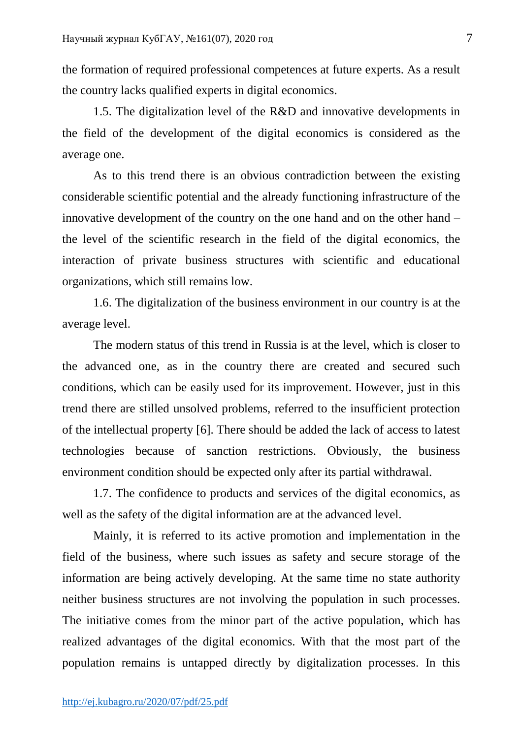the formation of required professional competences at future experts. As a result the country lacks qualified experts in digital economics.

1.5. The digitalization level of the R&D and innovative developments in the field of the development of the digital economics is considered as the average one.

As to this trend there is an obvious contradiction between the existing considerable scientific potential and the already functioning infrastructure of the innovative development of the country on the one hand and on the other hand – the level of the scientific research in the field of the digital economics, the interaction of private business structures with scientific and educational organizations, which still remains low.

1.6. The digitalization of the business environment in our country is at the average level.

The modern status of this trend in Russia is at the level, which is closer to the advanced one, as in the country there are created and secured such conditions, which can be easily used for its improvement. However, just in this trend there are stilled unsolved problems, referred to the insufficient protection of the intellectual property [6]. There should be added the lack of access to latest technologies because of sanction restrictions. Obviously, the business environment condition should be expected only after its partial withdrawal.

1.7. The confidence to products and services of the digital economics, as well as the safety of the digital information are at the advanced level.

Mainly, it is referred to its active promotion and implementation in the field of the business, where such issues as safety and secure storage of the information are being actively developing. At the same time no state authority neither business structures are not involving the population in such processes. The initiative comes from the minor part of the active population, which has realized advantages of the digital economics. With that the most part of the population remains is untapped directly by digitalization processes. In this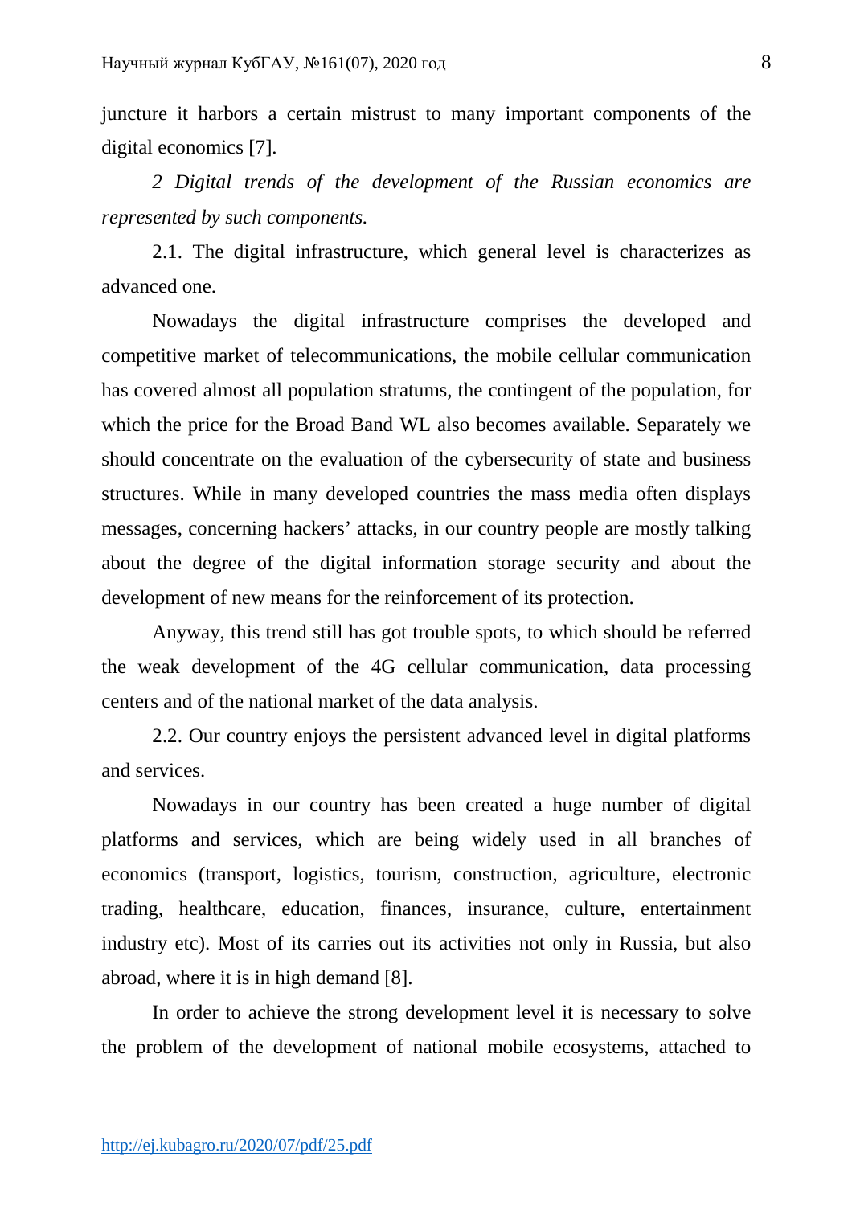juncture it harbors a certain mistrust to many important components of the digital economics [7].

*2 Digital trends of the development of the Russian economics are represented by such components.*

2.1. The digital infrastructure, which general level is characterizes as advanced one.

Nowadays the digital infrastructure comprises the developed and competitive market of telecommunications, the mobile cellular communication has covered almost all population stratums, the contingent of the population, for which the price for the Broad Band WL also becomes available. Separately we should concentrate on the evaluation of the cybersecurity of state and business structures. While in many developed countries the mass media often displays messages, concerning hackers' attacks, in our country people are mostly talking about the degree of the digital information storage security and about the development of new means for the reinforcement of its protection.

Anyway, this trend still has got trouble spots, to which should be referred the weak development of the 4G cellular communication, data processing centers and of the national market of the data analysis.

2.2. Our country enjoys the persistent advanced level in digital platforms and services.

Nowadays in our country has been created a huge number of digital platforms and services, which are being widely used in all branches of economics (transport, logistics, tourism, construction, agriculture, electronic trading, healthcare, education, finances, insurance, culture, entertainment industry etc). Most of its carries out its activities not only in Russia, but also abroad, where it is in high demand [8].

In order to achieve the strong development level it is necessary to solve the problem of the development of national mobile ecosystems, attached to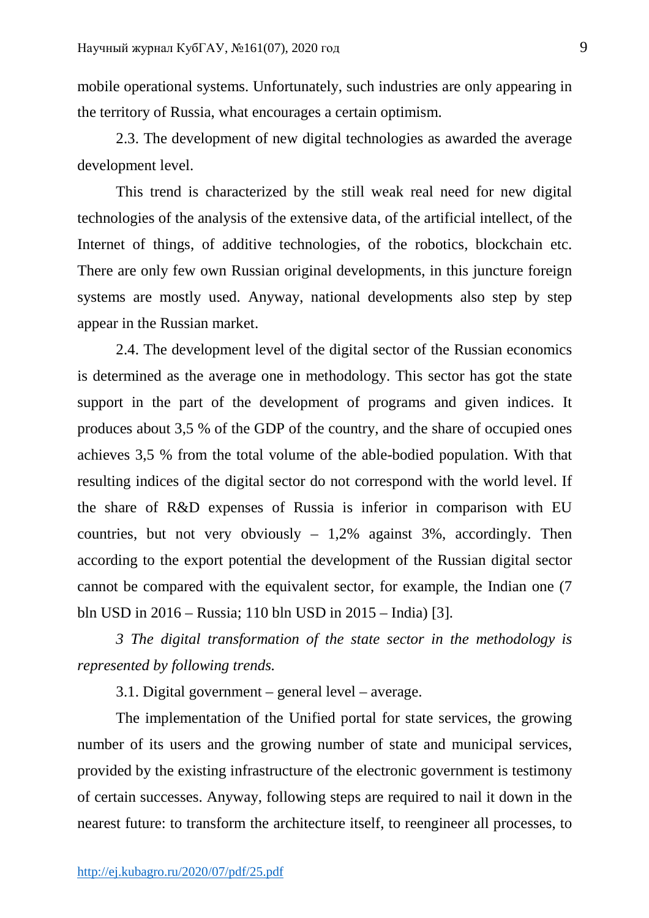mobile operational systems. Unfortunately, such industries are only appearing in the territory of Russia, what encourages a certain optimism.

2.3. The development of new digital technologies as awarded the average development level.

This trend is characterized by the still weak real need for new digital technologies of the analysis of the extensive data, of the artificial intellect, of the Internet of things, of additive technologies, of the robotics, blockchain etc. There are only few own Russian original developments, in this juncture foreign systems are mostly used. Anyway, national developments also step by step appear in the Russian market.

2.4. The development level of the digital sector of the Russian economics is determined as the average one in methodology. This sector has got the state support in the part of the development of programs and given indices. It produces about 3,5 % of the GDP of the country, and the share of occupied ones achieves 3,5 % from the total volume of the able-bodied population. With that resulting indices of the digital sector do not correspond with the world level. If the share of R&D expenses of Russia is inferior in comparison with EU countries, but not very obviously – 1,2% against 3%, accordingly. Then according to the export potential the development of the Russian digital sector cannot be compared with the equivalent sector, for example, the Indian one (7 bln USD in 2016 – Russia; 110 bln USD in 2015 – India) [3].

*3 The digital transformation of the state sector in the methodology is represented by following trends.*

3.1. Digital government – general level – average.

The implementation of the Unified portal for state services, the growing number of its users and the growing number of state and municipal services, provided by the existing infrastructure of the electronic government is testimony of certain successes. Anyway, following steps are required to nail it down in the nearest future: to transform the architecture itself, to reengineer all processes, to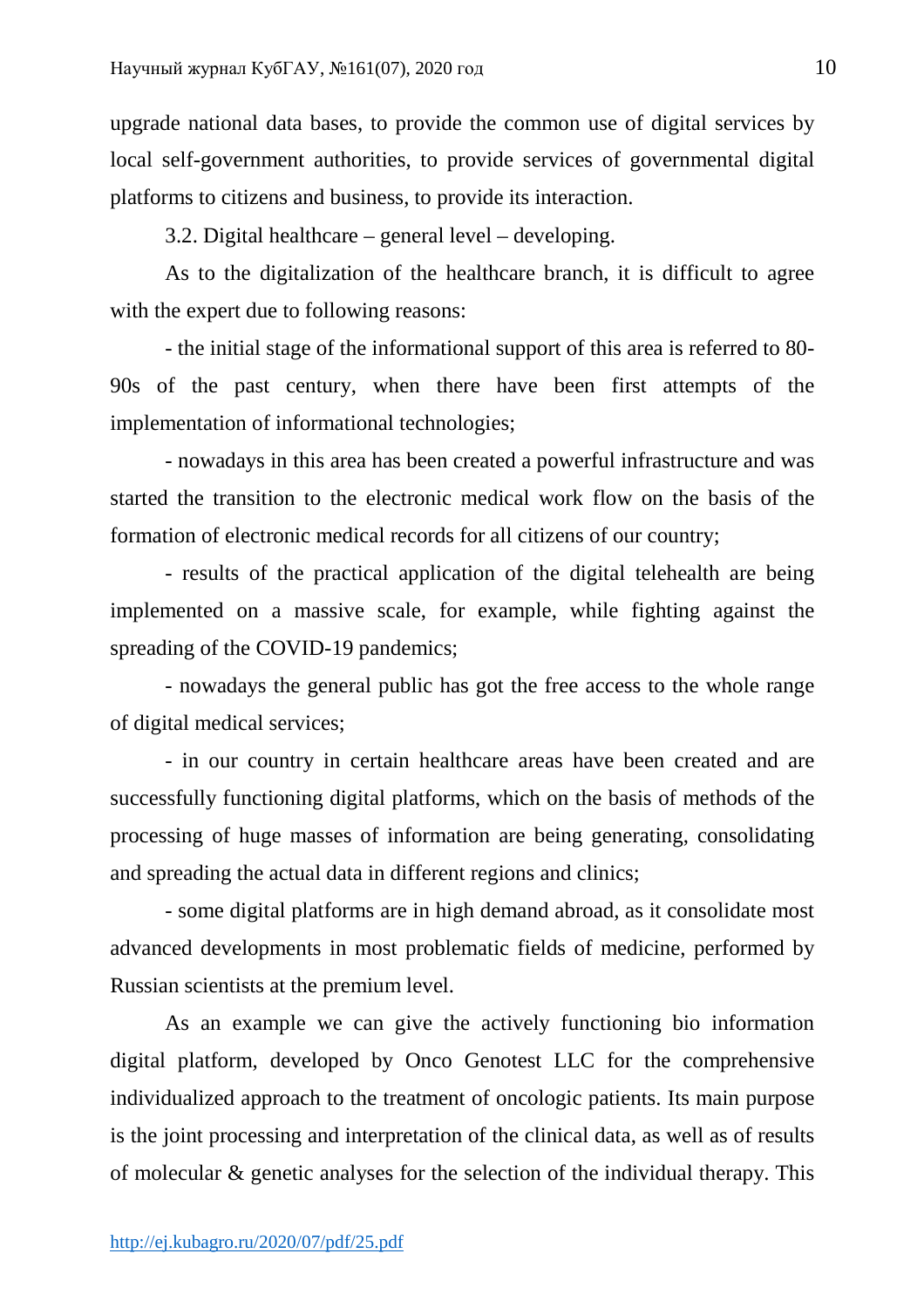upgrade national data bases, to provide the common use of digital services by local self-government authorities, to provide services of governmental digital platforms to citizens and business, to provide its interaction.

3.2. Digital healthcare – general level – developing.

As to the digitalization of the healthcare branch, it is difficult to agree with the expert due to following reasons:

- the initial stage of the informational support of this area is referred to 80-90s of the past century, when there have been first attempts of the implementation of informational technologies;
- nowadays in this area has been created a powerful infrastructure and was started the transition to the electronic medical work flow on the basis of the formation of electronic medical records for all citizens of our country;
- results of the practical application of the digital telehealth are being implemented on a massive scale, for example, while fighting against the spreading of the COVID-19 pandemics;
- nowadays the general public has got the free access to the whole range of digital medical services;
- in our country in certain healthcare areas have been created and are successfully functioning digital platforms, which on the basis of methods of the processing of huge masses of information are being generating, consolidating and spreading the actual data in different regions and clinics;
- some digital platforms are in high demand abroad, as it consolidate most advanced developments in most problematic fields of medicine, performed by Russian scientists at the premium level.

As an example we can give the actively functioning bio information digital platform, developed by Onco Genotest LLC for the comprehensive individualized approach to the treatment of oncologic patients. Its main purpose is the joint processing and interpretation of the clinical data, as well as of results of molecular & genetic analyses for the selection of the individual therapy. This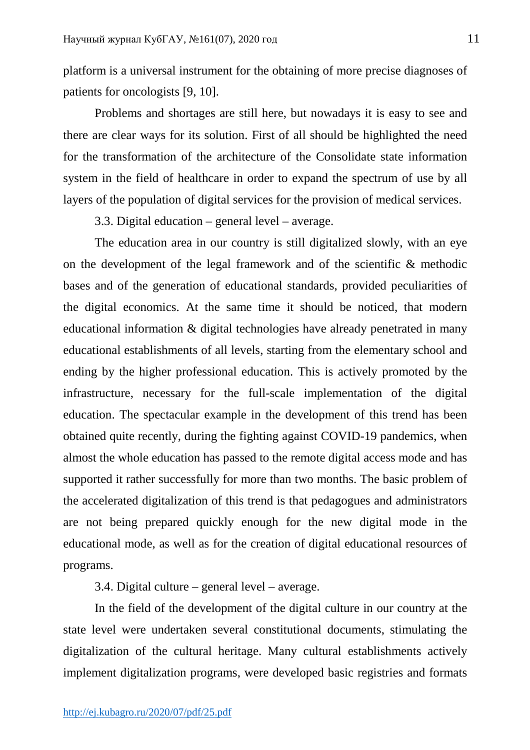platform is a universal instrument for the obtaining of more precise diagnoses of patients for oncologists [9, 10].

Problems and shortages are still here, but nowadays it is easy to see and there are clear ways for its solution. First of all should be highlighted the need for the transformation of the architecture of the Consolidate state information system in the field of healthcare in order to expand the spectrum of use by all layers of the population of digital services for the provision of medical services.

3.3. Digital education – general level – average.

The education area in our country is still digitalized slowly, with an eye on the development of the legal framework and of the scientific & methodic bases and of the generation of educational standards, provided peculiarities of the digital economics. At the same time it should be noticed, that modern educational information & digital technologies have already penetrated in many educational establishments of all levels, starting from the elementary school and ending by the higher professional education. This is actively promoted by the infrastructure, necessary for the full-scale implementation of the digital education. The spectacular example in the development of this trend has been obtained quite recently, during the fighting against COVID-19 pandemics, when almost the whole education has passed to the remote digital access mode and has supported it rather successfully for more than two months. The basic problem of the accelerated digitalization of this trend is that pedagogues and administrators are not being prepared quickly enough for the new digital mode in the educational mode, as well as for the creation of digital educational resources of programs.

3.4. Digital culture – general level – average.

In the field of the development of the digital culture in our country at the state level were undertaken several constitutional documents, stimulating the digitalization of the cultural heritage. Many cultural establishments actively implement digitalization programs, were developed basic registries and formats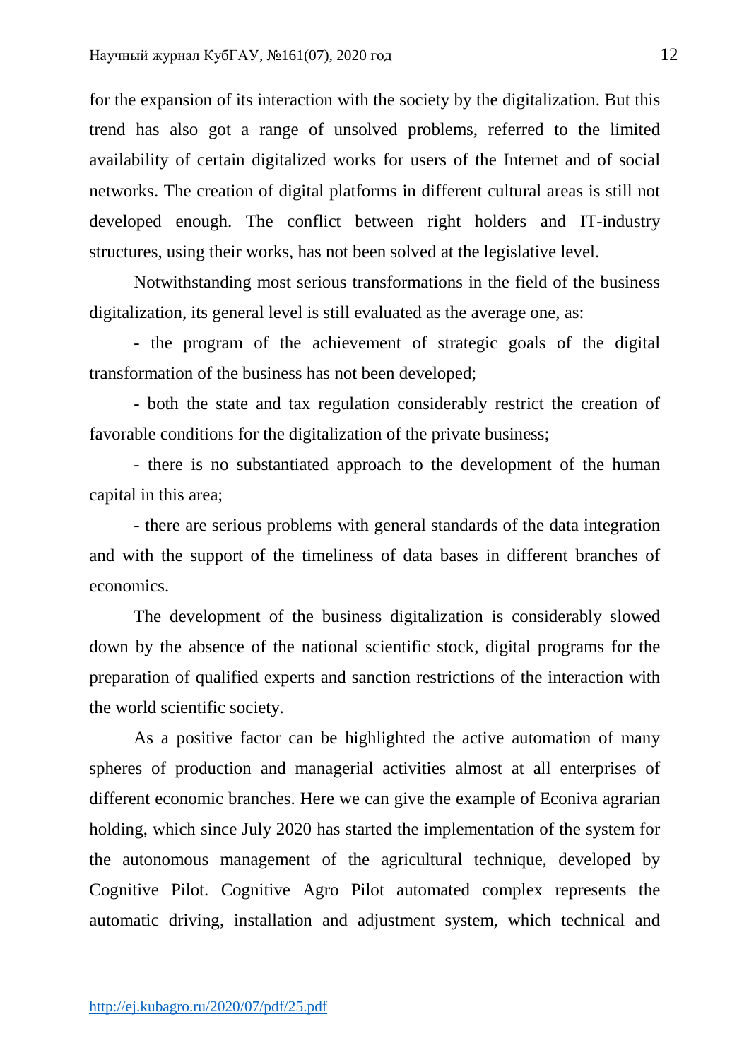for the expansion of its interaction with the society by the digitalization. But this trend has also got a range of unsolved problems, referred to the limited availability of certain digitalized works for users of the Internet and of social networks. The creation of digital platforms in different cultural areas is still not developed enough. The conflict between right holders and IT-industry structures, using their works, has not been solved at the legislative level.

Notwithstanding most serious transformations in the field of the business digitalization, its general level is still evaluated as the average one, as:

- the program of the achievement of strategic goals of the digital transformation of the business has not been developed;
- both the state and tax regulation considerably restrict the creation of favorable conditions for the digitalization of the private business;
- there is no substantiated approach to the development of the human capital in this area;
- there are serious problems with general standards of the data integration and with the support of the timeliness of data bases in different branches of economics.

The development of the business digitalization is considerably slowed down by the absence of the national scientific stock, digital programs for the preparation of qualified experts and sanction restrictions of the interaction with the world scientific society.

As a positive factor can be highlighted the active automation of many spheres of production and managerial activities almost at all enterprises of different economic branches. Here we can give the example of Econiva agrarian holding, which since July 2020 has started the implementation of the system for the autonomous management of the agricultural technique, developed by Cognitive Pilot. Cognitive Agro Pilot automated complex represents the automatic driving, installation and adjustment system, which technical and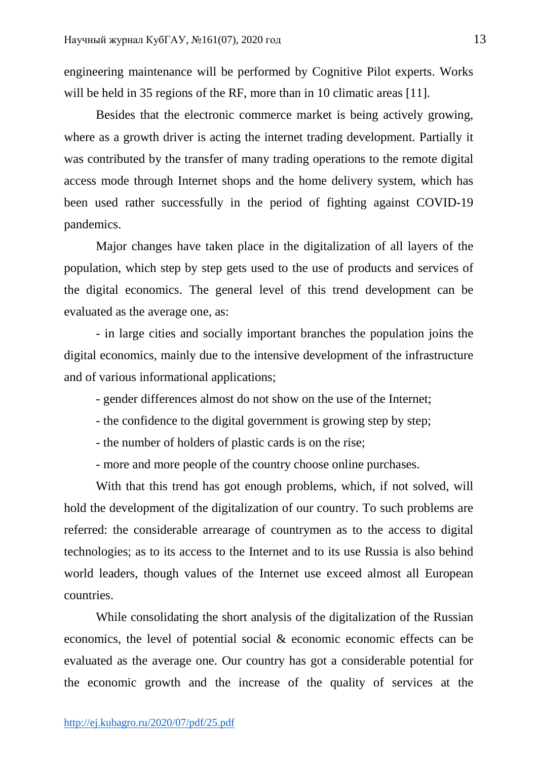engineering maintenance will be performed by Cognitive Pilot experts. Works will be held in 35 regions of the RF, more than in 10 climatic areas [11].

Besides that the electronic commerce market is being actively growing, where as a growth driver is acting the internet trading development. Partially it was contributed by the transfer of many trading operations to the remote digital access mode through Internet shops and the home delivery system, which has been used rather successfully in the period of fighting against COVID-19 pandemics.

Major changes have taken place in the digitalization of all layers of the population, which step by step gets used to the use of products and services of the digital economics. The general level of this trend development can be evaluated as the average one, as:

- in large cities and socially important branches the population joins the digital economics, mainly due to the intensive development of the infrastructure and of various informational applications;
- gender differences almost do not show on the use of the Internet;
- the confidence to the digital government is growing step by step;
- the number of holders of plastic cards is on the rise;
- more and more people of the country choose online purchases.

With that this trend has got enough problems, which, if not solved, will hold the development of the digitalization of our country. To such problems are referred: the considerable arrearage of countrymen as to the access to digital technologies; as to its access to the Internet and to its use Russia is also behind world leaders, though values of the Internet use exceed almost all European countries.

While consolidating the short analysis of the digitalization of the Russian economics, the level of potential social & economic economic effects can be evaluated as the average one. Our country has got a considerable potential for the economic growth and the increase of the quality of services at the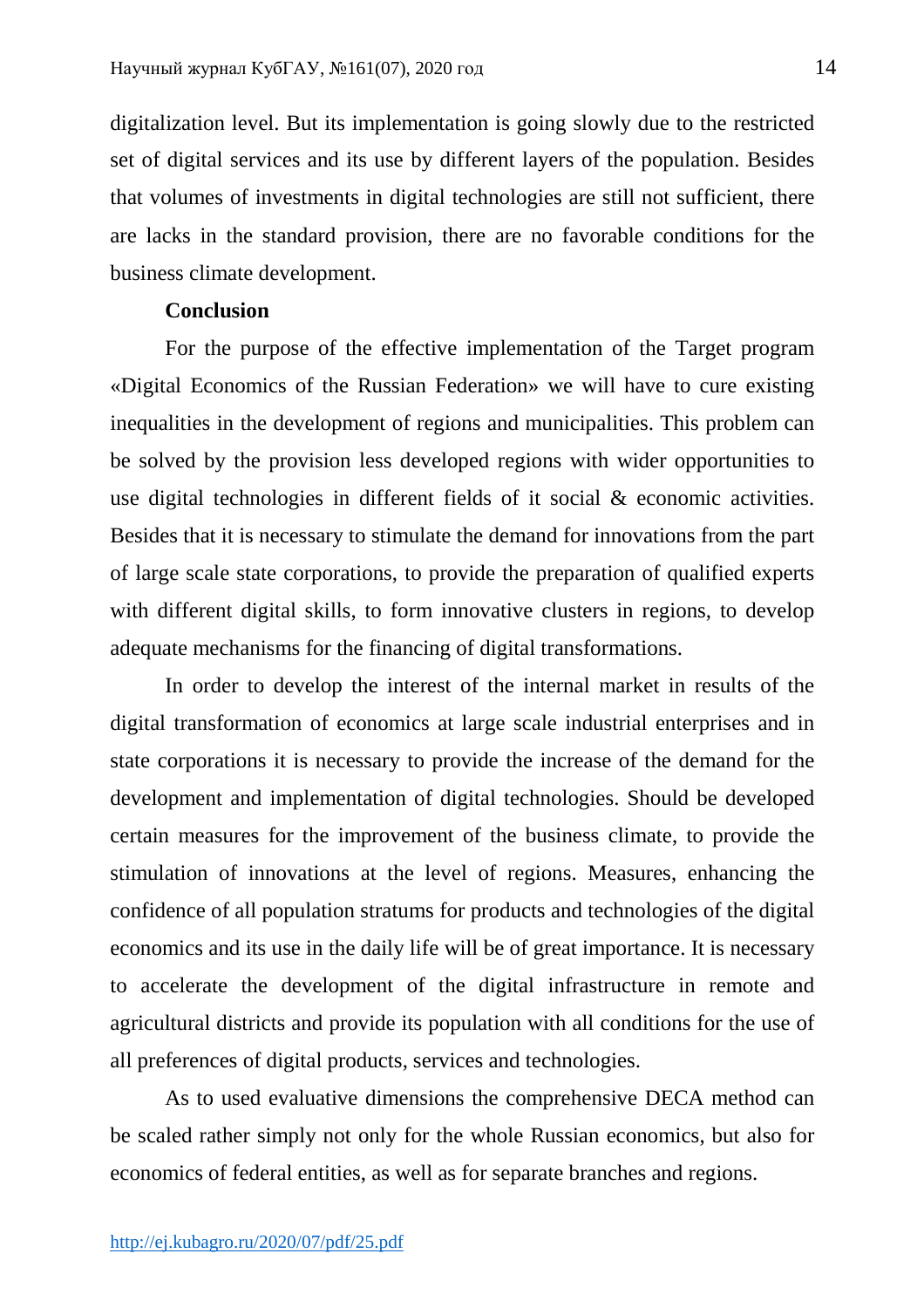digitalization level. But its implementation is going slowly due to the restricted set of digital services and its use by different layers of the population. Besides that volumes of investments in digital technologies are still not sufficient, there are lacks in the standard provision, there are no favorable conditions for the business climate development.

**Conclusion**

For the purpose of the effective implementation of the Target program «Digital Economics of the Russian Federation» we will have to cure existing inequalities in the development of regions and municipalities. This problem can be solved by the provision less developed regions with wider opportunities to use digital technologies in different fields of it social & economic activities. Besides that it is necessary to stimulate the demand for innovations from the part of large scale state corporations, to provide the preparation of qualified experts with different digital skills, to form innovative clusters in regions, to develop adequate mechanisms for the financing of digital transformations.

In order to develop the interest of the internal market in results of the digital transformation of economics at large scale industrial enterprises and in state corporations it is necessary to provide the increase of the demand for the development and implementation of digital technologies. Should be developed certain measures for the improvement of the business climate, to provide the stimulation of innovations at the level of regions. Measures, enhancing the confidence of all population stratums for products and technologies of the digital economics and its use in the daily life will be of great importance. It is necessary to accelerate the development of the digital infrastructure in remote and agricultural districts and provide its population with all conditions for the use of all preferences of digital products, services and technologies.

As to used evaluative dimensions the comprehensive DECA method can be scaled rather simply not only for the whole Russian economics, but also for economics of federal entities, as well as for separate branches and regions.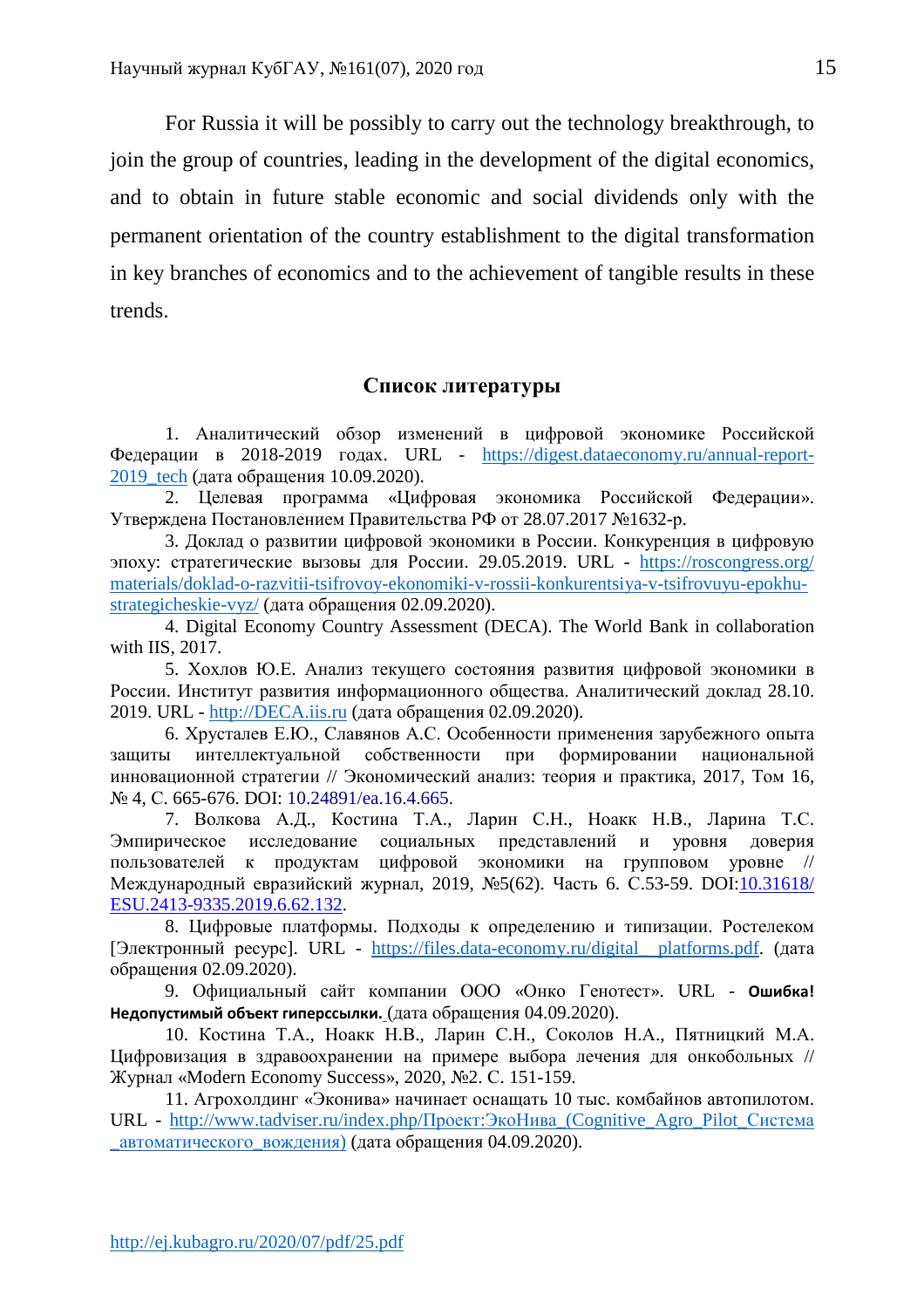For Russia it will be possibly to carry out the technology breakthrough, to join the group of countries, leading in the development of the digital economics, and to obtain in future stable economic and social dividends only with the permanent orientation of the country establishment to the digital transformation in key branches of economics and to the achievement of tangible results in these trends.

## Список литературы

1. Аналитический обзор изменений в цифровой экономике Российской Федерации в 2018-2019 годах. URL - https://digest.dataeconomy.ru/annual-report-2019_tech (дата обращения 10.09.2020).

2. Целевая программа «Цифровая экономика Российской Федерации». Утверждена Постановлением Правительства РФ от 28.07.2017 №1632-р.

3. Доклад о развитии цифровой экономики в России. Конкуренция в цифровую эпоху: стратегические вызовы для России. 29.05.2019. URL - https://roscongress.org/materials/doklad-o-razvitii-tsifrovoy-ekonomiki-v-rossii-konkurentsiya-v-tsifrovuyu-epokhu-strategicheskie-vyz/ (дата обращения 02.09.2020).

4. Digital Economy Country Assessment (DECA). The World Bank in collaboration with IIS, 2017.

5. Хохлов Ю.Е. Анализ текущего состояния развития цифровой экономики в России. Институт развития информационного общества. Аналитический доклад 28.10. 2019. URL - http://DECA.iis.ru (дата обращения 02.09.2020).

6. Хрусталев Е.Ю., Славянов А.С. Особенности применения зарубежного опыта защиты интеллектуальной собственности при формировании национальной инновационной стратегии // Экономический анализ: теория и практика, 2017, Том 16, № 4, С. 665-676. DOI: 10.24891/ea.16.4.665.

7. Волкова А.Д., Костина Т.А., Ларин С.Н., Ноакк Н.В., Ларина Т.С. Эмпирическое исследование социальных представлений и уровня доверия пользователей к продуктам цифровой экономики на групповом уровне // Международный евразийский журнал, 2019, №5(62). Часть 6. С.53-59. DOI:10.31618/ESU.2413-9335.2019.6.62.132.

8. Цифровые платформы. Подходы к определению и типизации. Ростелеком [Электронный ресурс]. URL - https://files.data-economy.ru/digital__platforms.pdf. (дата обращения 02.09.2020).

9. Официальный сайт компании ООО «Онко Генотест». URL - **Ошибка! Недопустимый объект гиперссылки.** (дата обращения 04.09.2020).

10. Костина Т.А., Ноакк Н.В., Ларин С.Н., Соколов Н.А., Пятницкий М.А. Цифровизация в здравоохранении на примере выбора лечения для онкобольных // Журнал «Modern Economy Success», 2020, №2. С. 151-159.

11. Агрохолдинг «Эконива» начинает оснащать 10 тыс. комбайнов автопилотом. URL - http://www.tadviser.ru/index.php/Проект:ЭкоНива_(Cognitive_Agro_Pilot_Система_автоматического_вождения) (дата обращения 04.09.2020).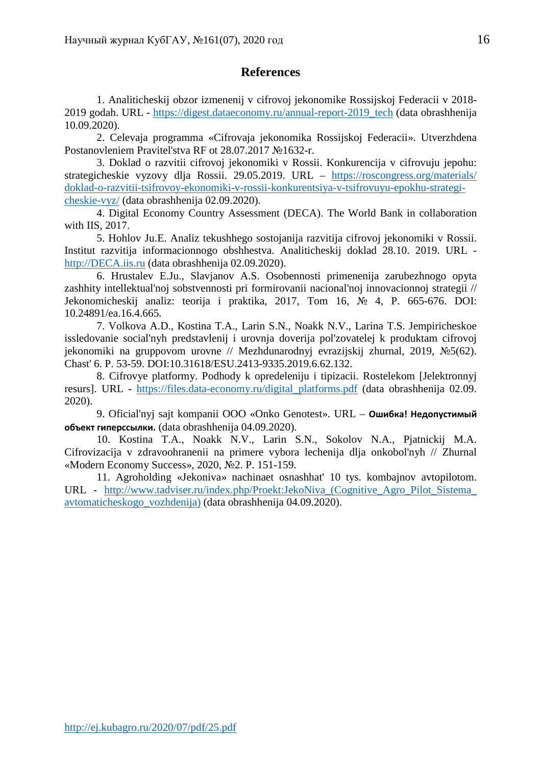## References

1. Analiticheskij obzor izmenenij v cifrovoj jekonomike Rossijskoj Federacii v 2018-2019 godah. URL - https://digest.dataeconomy.ru/annual-report-2019_tech (data obrashhenija 10.09.2020).

2. Celevaja programma «Cifrovaja jekonomika Rossijskoj Federacii». Utverzhdena Postanovleniem Pravitel'stva RF ot 28.07.2017 №1632-r.

3. Doklad o razvitii cifrovoj jekonomiki v Rossii. Konkurencija v cifrovuju jepohu: strategicheskie vyzovy dlja Rossii. 29.05.2019. URL – https://roscongress.org/materials/doklad-o-razvitii-tsifrovoy-ekonomiki-v-rossii-konkurentsiya-v-tsifrovuyu-epokhu-strategicheskie-vyz/ (data obrashhenija 02.09.2020).

4. Digital Economy Country Assessment (DECA). The World Bank in collaboration with IIS, 2017.

5. Hohlov Ju.E. Analiz tekushhego sostojanija razvitija cifrovoj jekonomiki v Rossii. Institut razvitija informacionnogo obshhestva. Analiticheskij doklad 28.10. 2019. URL - http://DECA.iis.ru (data obrashhenija 02.09.2020).

6. Hrustalev E.Ju., Slavjanov A.S. Osobennosti primenenija zarubezhnogo opyta zashhity intellektual'noj sobstvennosti pri formirovanii nacional'noj innovacionnoj strategii // Jekonomicheskij analiz: teorija i praktika, 2017, Tom 16, № 4, P. 665-676. DOI: 10.24891/ea.16.4.665.

7. Volkova A.D., Kostina T.A., Larin S.N., Noakk N.V., Larina T.S. Jempiricheskoe issledovanie social'nyh predstavlenij i urovnja doverija pol'zovatelej k produktam cifrovoj jekonomiki na gruppovom urovne // Mezhdunarodnyj evrazijskij zhurnal, 2019, №5(62). Chast' 6. P. 53-59. DOI:10.31618/ESU.2413-9335.2019.6.62.132.

8. Cifrovye platformy. Podhody k opredeleniju i tipizacii. Rostelekom [Jelektronnyj resurs]. URL - https://files.data-economy.ru/digital_platforms.pdf (data obrashhenija 02.09. 2020).

9. Oficial'nyj sajt kompanii OOO «Onko Genotest». URL – **Ошибка! Недопустимый объект гиперссылки.** (data obrashhenija 04.09.2020).

10. Kostina T.A., Noakk N.V., Larin S.N., Sokolov N.A., Pjatnickij M.A. Cifrovizacija v zdravoohranenii na primere vybora lechenija dlja onkobol'nyh // Zhurnal «Modern Economy Success», 2020, №2. P. 151-159.

11. Agroholding «Jekoniva» nachinaet osnashhat' 10 tys. kombajnov avtopilotom. URL - http://www.tadviser.ru/index.php/Proekt:JekoNiva_(Cognitive_Agro_Pilot_Sistema_avtomaticheskogo_vozhdenija) (data obrashhenija 04.09.2020).